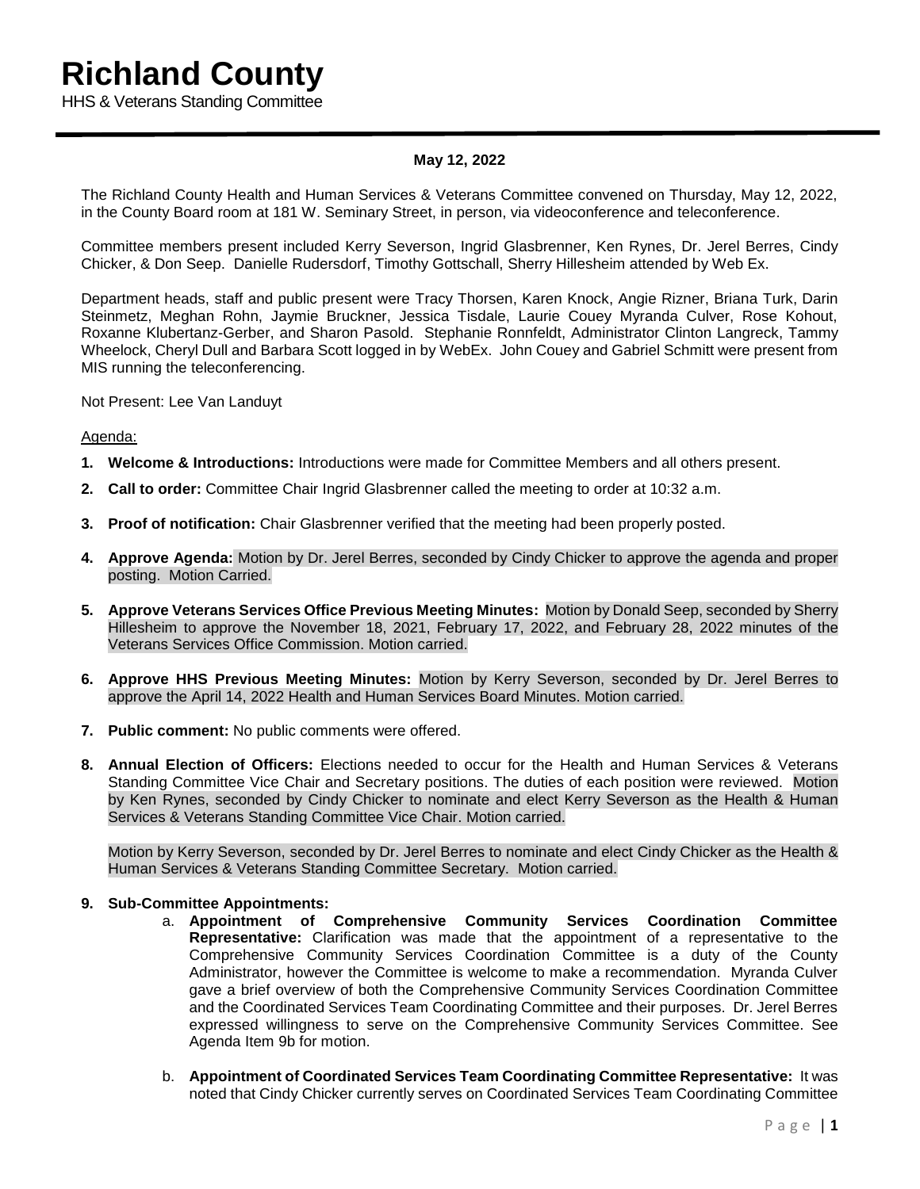# Richland County

HHS & Veterans Standing Committee

**May 12, 2022**

The Richland County Health and Human Services & Veterans Committee convened on Thursday, May 12, 2022, in the County Board room at 181 W. Seminary Street, in person, via videoconference and teleconference.

Committee members present included Kerry Severson, Ingrid Glasbrenner, Ken Rynes, Dr. Jerel Berres, Cindy Chicker, & Don Seep. Danielle Rudersdorf, Timothy Gottschall, Sherry Hillesheim attended by Web Ex.

Department heads, staff and public present were Tracy Thorsen, Karen Knock, Angie Rizner, Briana Turk, Darin Steinmetz, Meghan Rohn, Jaymie Bruckner, Jessica Tisdale, Laurie Couey Myranda Culver, Rose Kohout, Roxanne Klubertanz-Gerber, and Sharon Pasold. Stephanie Ronnfeldt, Administrator Clinton Langreck, Tammy Wheelock, Cheryl Dull and Barbara Scott logged in by WebEx. John Couey and Gabriel Schmitt were present from MIS running the teleconferencing.

Not Present: Lee Van Landuyt

Agenda:

1. **Welcome & Introductions:** Introductions were made for Committee Members and all others present.
2. **Call to order:** Committee Chair Ingrid Glasbrenner called the meeting to order at 10:32 a.m.
3. **Proof of notification:** Chair Glasbrenner verified that the meeting had been properly posted.
4. **Approve Agenda:** Motion by Dr. Jerel Berres, seconded by Cindy Chicker to approve the agenda and proper posting. Motion Carried.
5. **Approve Veterans Services Office Previous Meeting Minutes:** Motion by Donald Seep, seconded by Sherry Hillesheim to approve the November 18, 2021, February 17, 2022, and February 28, 2022 minutes of the Veterans Services Office Commission. Motion carried.
6. **Approve HHS Previous Meeting Minutes:** Motion by Kerry Severson, seconded by Dr. Jerel Berres to approve the April 14, 2022 Health and Human Services Board Minutes. Motion carried.
7. **Public comment:** No public comments were offered.
8. **Annual Election of Officers:** Elections needed to occur for the Health and Human Services & Veterans Standing Committee Vice Chair and Secretary positions. The duties of each position were reviewed. Motion by Ken Rynes, seconded by Cindy Chicker to nominate and elect Kerry Severson as the Health & Human Services & Veterans Standing Committee Vice Chair. Motion carried.

   Motion by Kerry Severson, seconded by Dr. Jerel Berres to nominate and elect Cindy Chicker as the Health & Human Services & Veterans Standing Committee Secretary. Motion carried.

9. **Sub-Committee Appointments:**
   a. **Appointment of Comprehensive Community Services Coordination Committee Representative:** Clarification was made that the appointment of a representative to the Comprehensive Community Services Coordination Committee is a duty of the County Administrator, however the Committee is welcome to make a recommendation. Myranda Culver gave a brief overview of both the Comprehensive Community Services Coordination Committee and the Coordinated Services Team Coordinating Committee and their purposes. Dr. Jerel Berres expressed willingness to serve on the Comprehensive Community Services Committee. See Agenda Item 9b for motion.

   b. **Appointment of Coordinated Services Team Coordinating Committee Representative:** It was noted that Cindy Chicker currently serves on Coordinated Services Team Coordinating Committee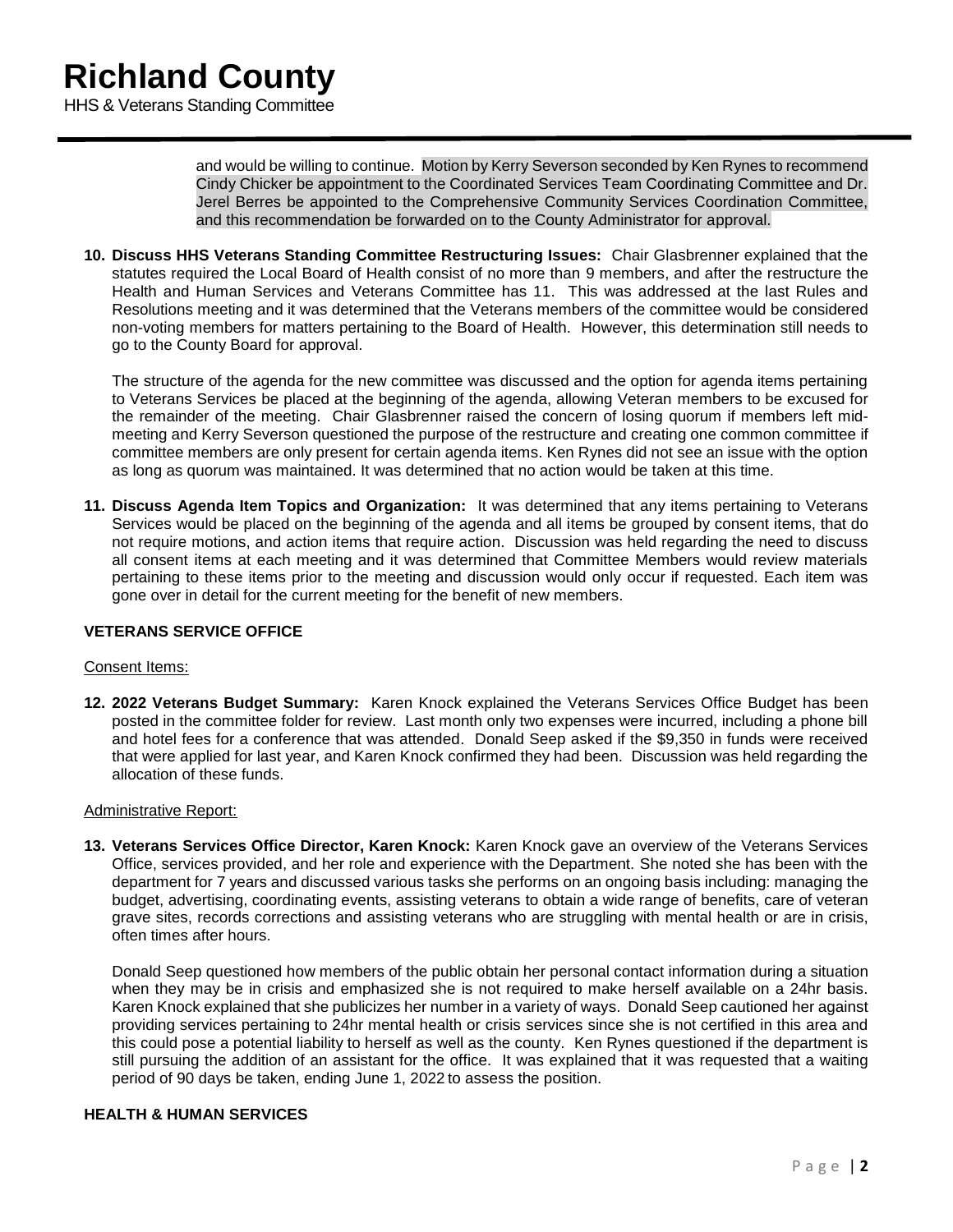and would be willing to continue. Motion by Kerry Severson seconded by Ken Rynes to recommend Cindy Chicker be appointment to the Coordinated Services Team Coordinating Committee and Dr. Jerel Berres be appointed to the Comprehensive Community Services Coordination Committee, and this recommendation be forwarded on to the County Administrator for approval.

**10. Discuss HHS Veterans Standing Committee Restructuring Issues:** Chair Glasbrenner explained that the statutes required the Local Board of Health consist of no more than 9 members, and after the restructure the Health and Human Services and Veterans Committee has 11. This was addressed at the last Rules and Resolutions meeting and it was determined that the Veterans members of the committee would be considered non-voting members for matters pertaining to the Board of Health. However, this determination still needs to go to the County Board for approval.

The structure of the agenda for the new committee was discussed and the option for agenda items pertaining to Veterans Services be placed at the beginning of the agenda, allowing Veteran members to be excused for the remainder of the meeting. Chair Glasbrenner raised the concern of losing quorum if members left mid-meeting and Kerry Severson questioned the purpose of the restructure and creating one common committee if committee members are only present for certain agenda items. Ken Rynes did not see an issue with the option as long as quorum was maintained. It was determined that no action would be taken at this time.

**11. Discuss Agenda Item Topics and Organization:** It was determined that any items pertaining to Veterans Services would be placed on the beginning of the agenda and all items be grouped by consent items, that do not require motions, and action items that require action. Discussion was held regarding the need to discuss all consent items at each meeting and it was determined that Committee Members would review materials pertaining to these items prior to the meeting and discussion would only occur if requested. Each item was gone over in detail for the current meeting for the benefit of new members.

**VETERANS SERVICE OFFICE**

Consent Items:

**12. 2022 Veterans Budget Summary:** Karen Knock explained the Veterans Services Office Budget has been posted in the committee folder for review. Last month only two expenses were incurred, including a phone bill and hotel fees for a conference that was attended. Donald Seep asked if the $9,350 in funds were received that were applied for last year, and Karen Knock confirmed they had been. Discussion was held regarding the allocation of these funds.

Administrative Report:

**13. Veterans Services Office Director, Karen Knock:** Karen Knock gave an overview of the Veterans Services Office, services provided, and her role and experience with the Department. She noted she has been with the department for 7 years and discussed various tasks she performs on an ongoing basis including: managing the budget, advertising, coordinating events, assisting veterans to obtain a wide range of benefits, care of veteran grave sites, records corrections and assisting veterans who are struggling with mental health or are in crisis, often times after hours.

Donald Seep questioned how members of the public obtain her personal contact information during a situation when they may be in crisis and emphasized she is not required to make herself available on a 24hr basis. Karen Knock explained that she publicizes her number in a variety of ways. Donald Seep cautioned her against providing services pertaining to 24hr mental health or crisis services since she is not certified in this area and this could pose a potential liability to herself as well as the county. Ken Rynes questioned if the department is still pursuing the addition of an assistant for the office. It was explained that it was requested that a waiting period of 90 days be taken, ending June 1, 2022 to assess the position.

**HEALTH & HUMAN SERVICES**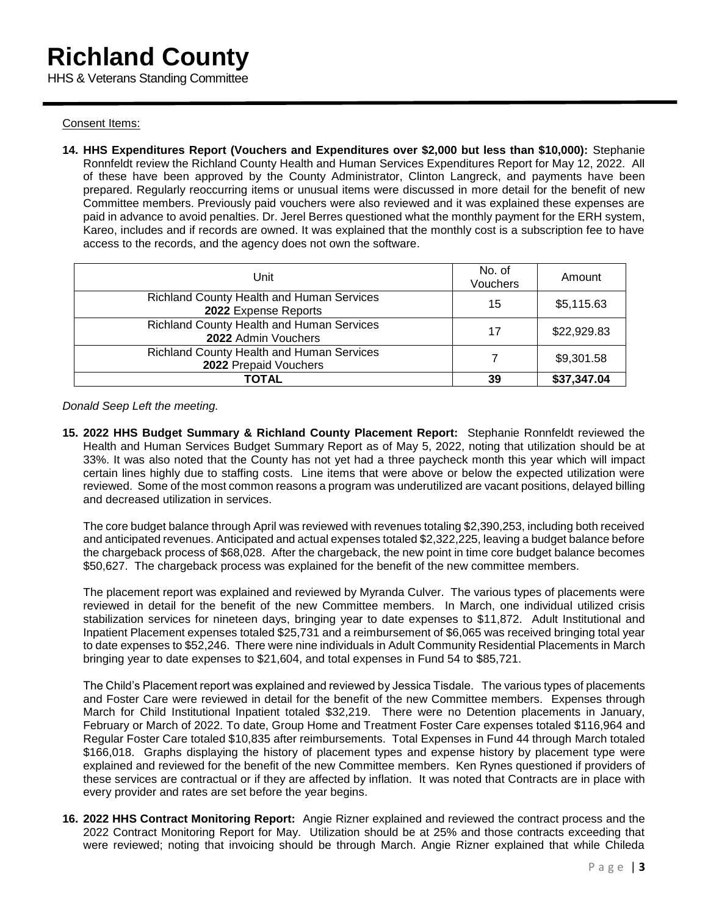# Richland County

HHS & Veterans Standing Committee

Consent Items:

**14. HHS Expenditures Report (Vouchers and Expenditures over $2,000 but less than $10,000):** Stephanie Ronnfeldt review the Richland County Health and Human Services Expenditures Report for May 12, 2022. All of these have been approved by the County Administrator, Clinton Langreck, and payments have been prepared. Regularly reoccurring items or unusual items were discussed in more detail for the benefit of new Committee members. Previously paid vouchers were also reviewed and it was explained these expenses are paid in advance to avoid penalties. Dr. Jerel Berres questioned what the monthly payment for the ERH system, Kareo, includes and if records are owned. It was explained that the monthly cost is a subscription fee to have access to the records, and the agency does not own the software.

| Unit | No. of Vouchers | Amount |
|---|---|---|
| Richland County Health and Human Services **2022** Expense Reports | 15 | $5,115.63 |
| Richland County Health and Human Services **2022** Admin Vouchers | 17 | $22,929.83 |
| Richland County Health and Human Services **2022** Prepaid Vouchers | 7 | $9,301.58 |
| **TOTAL** | **39** | **$37,347.04** |

*Donald Seep Left the meeting.*

**15. 2022 HHS Budget Summary & Richland County Placement Report:** Stephanie Ronnfeldt reviewed the Health and Human Services Budget Summary Report as of May 5, 2022, noting that utilization should be at 33%. It was also noted that the County has not yet had a three paycheck month this year which will impact certain lines highly due to staffing costs. Line items that were above or below the expected utilization were reviewed. Some of the most common reasons a program was underutilized are vacant positions, delayed billing and decreased utilization in services.

The core budget balance through April was reviewed with revenues totaling $2,390,253, including both received and anticipated revenues. Anticipated and actual expenses totaled $2,322,225, leaving a budget balance before the chargeback process of $68,028. After the chargeback, the new point in time core budget balance becomes $50,627. The chargeback process was explained for the benefit of the new committee members.

The placement report was explained and reviewed by Myranda Culver. The various types of placements were reviewed in detail for the benefit of the new Committee members. In March, one individual utilized crisis stabilization services for nineteen days, bringing year to date expenses to $11,872. Adult Institutional and Inpatient Placement expenses totaled $25,731 and a reimbursement of $6,065 was received bringing total year to date expenses to $52,246. There were nine individuals in Adult Community Residential Placements in March bringing year to date expenses to $21,604, and total expenses in Fund 54 to $85,721.

The Child's Placement report was explained and reviewed by Jessica Tisdale. The various types of placements and Foster Care were reviewed in detail for the benefit of the new Committee members. Expenses through March for Child Institutional Inpatient totaled $32,219. There were no Detention placements in January, February or March of 2022. To date, Group Home and Treatment Foster Care expenses totaled $116,964 and Regular Foster Care totaled $10,835 after reimbursements. Total Expenses in Fund 44 through March totaled $166,018. Graphs displaying the history of placement types and expense history by placement type were explained and reviewed for the benefit of the new Committee members. Ken Rynes questioned if providers of these services are contractual or if they are affected by inflation. It was noted that Contracts are in place with every provider and rates are set before the year begins.

**16. 2022 HHS Contract Monitoring Report:** Angie Rizner explained and reviewed the contract process and the 2022 Contract Monitoring Report for May. Utilization should be at 25% and those contracts exceeding that were reviewed; noting that invoicing should be through March. Angie Rizner explained that while Chileda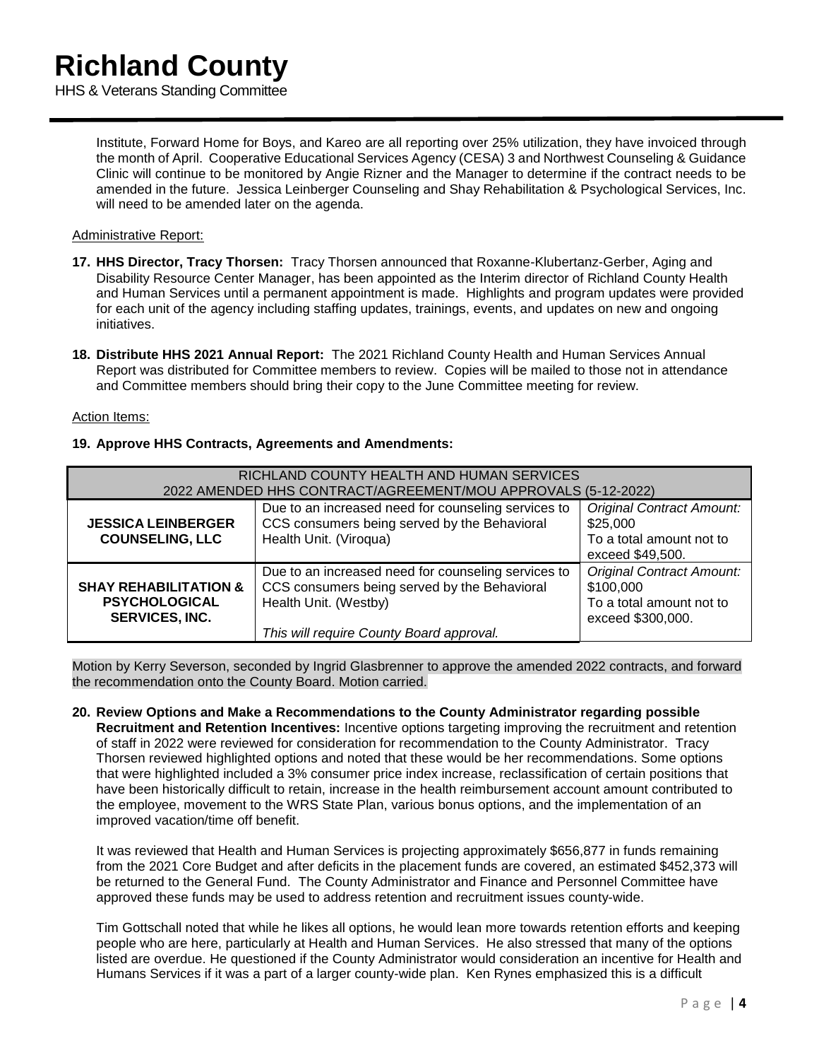Institute, Forward Home for Boys, and Kareo are all reporting over 25% utilization, they have invoiced through the month of April. Cooperative Educational Services Agency (CESA) 3 and Northwest Counseling & Guidance Clinic will continue to be monitored by Angie Rizner and the Manager to determine if the contract needs to be amended in the future. Jessica Leinberger Counseling and Shay Rehabilitation & Psychological Services, Inc. will need to be amended later on the agenda.

Administrative Report:

**17. HHS Director, Tracy Thorsen:** Tracy Thorsen announced that Roxanne-Klubertanz-Gerber, Aging and Disability Resource Center Manager, has been appointed as the Interim director of Richland County Health and Human Services until a permanent appointment is made. Highlights and program updates were provided for each unit of the agency including staffing updates, trainings, events, and updates on new and ongoing initiatives.

**18. Distribute HHS 2021 Annual Report:** The 2021 Richland County Health and Human Services Annual Report was distributed for Committee members to review. Copies will be mailed to those not in attendance and Committee members should bring their copy to the June Committee meeting for review.

Action Items:

**19. Approve HHS Contracts, Agreements and Amendments:**

| RICHLAND COUNTY HEALTH AND HUMAN SERVICES 2022 AMENDED HHS CONTRACT/AGREEMENT/MOU APPROVALS (5-12-2022) | | |
|---|---|---|
| **JESSICA LEINBERGER COUNSELING, LLC** | Due to an increased need for counseling services to CCS consumers being served by the Behavioral Health Unit. (Viroqua) | *Original Contract Amount:* $25,000 To a total amount not to exceed $49,500. |
| **SHAY REHABILITATION & PSYCHOLOGICAL SERVICES, INC.** | Due to an increased need for counseling services to CCS consumers being served by the Behavioral Health Unit. (Westby) *This will require County Board approval.* | *Original Contract Amount:* $100,000 To a total amount not to exceed $300,000. |

Motion by Kerry Severson, seconded by Ingrid Glasbrenner to approve the amended 2022 contracts, and forward the recommendation onto the County Board. Motion carried.

**20. Review Options and Make a Recommendations to the County Administrator regarding possible Recruitment and Retention Incentives:** Incentive options targeting improving the recruitment and retention of staff in 2022 were reviewed for consideration for recommendation to the County Administrator. Tracy Thorsen reviewed highlighted options and noted that these would be her recommendations. Some options that were highlighted included a 3% consumer price index increase, reclassification of certain positions that have been historically difficult to retain, increase in the health reimbursement account amount contributed to the employee, movement to the WRS State Plan, various bonus options, and the implementation of an improved vacation/time off benefit.

It was reviewed that Health and Human Services is projecting approximately $656,877 in funds remaining from the 2021 Core Budget and after deficits in the placement funds are covered, an estimated $452,373 will be returned to the General Fund. The County Administrator and Finance and Personnel Committee have approved these funds may be used to address retention and recruitment issues county-wide.

Tim Gottschall noted that while he likes all options, he would lean more towards retention efforts and keeping people who are here, particularly at Health and Human Services. He also stressed that many of the options listed are overdue. He questioned if the County Administrator would consideration an incentive for Health and Humans Services if it was a part of a larger county-wide plan. Ken Rynes emphasized this is a difficult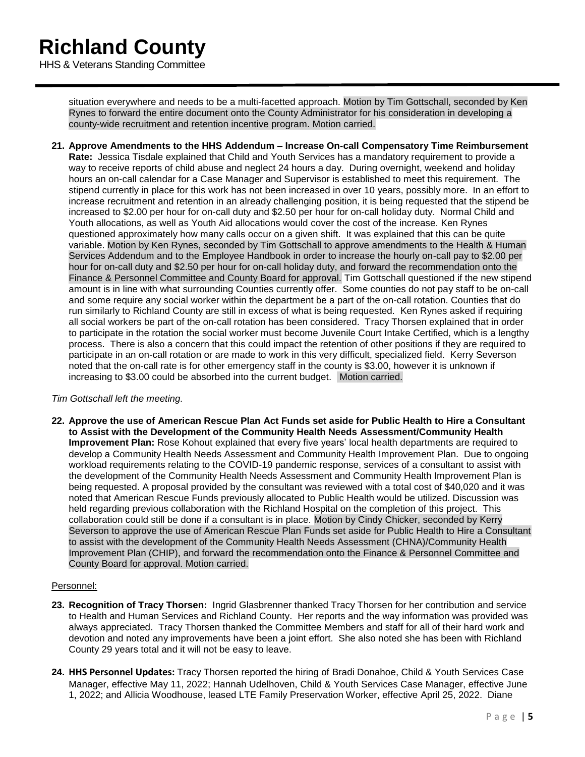situation everywhere and needs to be a multi-facetted approach. Motion by Tim Gottschall, seconded by Ken Rynes to forward the entire document onto the County Administrator for his consideration in developing a county-wide recruitment and retention incentive program. Motion carried.

21. **Approve Amendments to the HHS Addendum – Increase On-call Compensatory Time Reimbursement Rate:** Jessica Tisdale explained that Child and Youth Services has a mandatory requirement to provide a way to receive reports of child abuse and neglect 24 hours a day. During overnight, weekend and holiday hours an on-call calendar for a Case Manager and Supervisor is established to meet this requirement. The stipend currently in place for this work has not been increased in over 10 years, possibly more. In an effort to increase recruitment and retention in an already challenging position, it is being requested that the stipend be increased to $2.00 per hour for on-call duty and $2.50 per hour for on-call holiday duty. Normal Child and Youth allocations, as well as Youth Aid allocations would cover the cost of the increase. Ken Rynes questioned approximately how many calls occur on a given shift. It was explained that this can be quite variable. Motion by Ken Rynes, seconded by Tim Gottschall to approve amendments to the Health & Human Services Addendum and to the Employee Handbook in order to increase the hourly on-call pay to $2.00 per hour for on-call duty and $2.50 per hour for on-call holiday duty, and forward the recommendation onto the Finance & Personnel Committee and County Board for approval. Tim Gottschall questioned if the new stipend amount is in line with what surrounding Counties currently offer. Some counties do not pay staff to be on-call and some require any social worker within the department be a part of the on-call rotation. Counties that do run similarly to Richland County are still in excess of what is being requested. Ken Rynes asked if requiring all social workers be part of the on-call rotation has been considered. Tracy Thorsen explained that in order to participate in the rotation the social worker must become Juvenile Court Intake Certified, which is a lengthy process. There is also a concern that this could impact the retention of other positions if they are required to participate in an on-call rotation or are made to work in this very difficult, specialized field. Kerry Severson noted that the on-call rate is for other emergency staff in the county is $3.00, however it is unknown if increasing to $3.00 could be absorbed into the current budget. Motion carried.

*Tim Gottschall left the meeting.*

22. **Approve the use of American Rescue Plan Act Funds set aside for Public Health to Hire a Consultant to Assist with the Development of the Community Health Needs Assessment/Community Health Improvement Plan:** Rose Kohout explained that every five years' local health departments are required to develop a Community Health Needs Assessment and Community Health Improvement Plan. Due to ongoing workload requirements relating to the COVID-19 pandemic response, services of a consultant to assist with the development of the Community Health Needs Assessment and Community Health Improvement Plan is being requested. A proposal provided by the consultant was reviewed with a total cost of $40,020 and it was noted that American Rescue Funds previously allocated to Public Health would be utilized. Discussion was held regarding previous collaboration with the Richland Hospital on the completion of this project. This collaboration could still be done if a consultant is in place. Motion by Cindy Chicker, seconded by Kerry Severson to approve the use of American Rescue Plan Funds set aside for Public Health to Hire a Consultant to assist with the development of the Community Health Needs Assessment (CHNA)/Community Health Improvement Plan (CHIP), and forward the recommendation onto the Finance & Personnel Committee and County Board for approval. Motion carried.

Personnel:

23. **Recognition of Tracy Thorsen:** Ingrid Glasbrenner thanked Tracy Thorsen for her contribution and service to Health and Human Services and Richland County. Her reports and the way information was provided was always appreciated. Tracy Thorsen thanked the Committee Members and staff for all of their hard work and devotion and noted any improvements have been a joint effort. She also noted she has been with Richland County 29 years total and it will not be easy to leave.

24. **HHS Personnel Updates:** Tracy Thorsen reported the hiring of Bradi Donahoe, Child & Youth Services Case Manager, effective May 11, 2022; Hannah Udelhoven, Child & Youth Services Case Manager, effective June 1, 2022; and Allicia Woodhouse, leased LTE Family Preservation Worker, effective April 25, 2022. Diane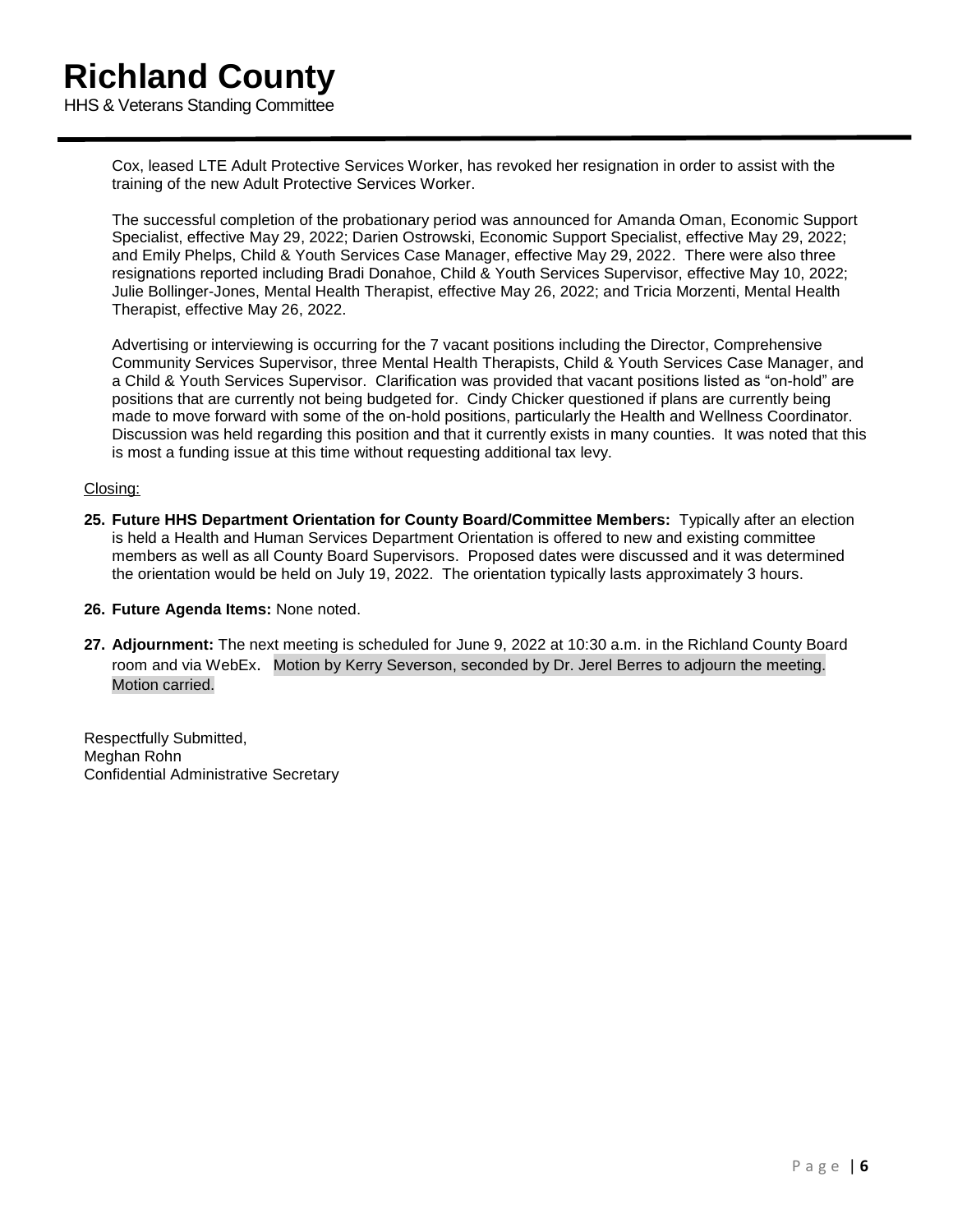Cox, leased LTE Adult Protective Services Worker, has revoked her resignation in order to assist with the training of the new Adult Protective Services Worker.

The successful completion of the probationary period was announced for Amanda Oman, Economic Support Specialist, effective May 29, 2022; Darien Ostrowski, Economic Support Specialist, effective May 29, 2022; and Emily Phelps, Child & Youth Services Case Manager, effective May 29, 2022. There were also three resignations reported including Bradi Donahoe, Child & Youth Services Supervisor, effective May 10, 2022; Julie Bollinger-Jones, Mental Health Therapist, effective May 26, 2022; and Tricia Morzenti, Mental Health Therapist, effective May 26, 2022.

Advertising or interviewing is occurring for the 7 vacant positions including the Director, Comprehensive Community Services Supervisor, three Mental Health Therapists, Child & Youth Services Case Manager, and a Child & Youth Services Supervisor. Clarification was provided that vacant positions listed as "on-hold" are positions that are currently not being budgeted for. Cindy Chicker questioned if plans are currently being made to move forward with some of the on-hold positions, particularly the Health and Wellness Coordinator. Discussion was held regarding this position and that it currently exists in many counties. It was noted that this is most a funding issue at this time without requesting additional tax levy.

Closing:

**25. Future HHS Department Orientation for County Board/Committee Members:** Typically after an election is held a Health and Human Services Department Orientation is offered to new and existing committee members as well as all County Board Supervisors. Proposed dates were discussed and it was determined the orientation would be held on July 19, 2022. The orientation typically lasts approximately 3 hours.

**26. Future Agenda Items:** None noted.

**27. Adjournment:** The next meeting is scheduled for June 9, 2022 at 10:30 a.m. in the Richland County Board room and via WebEx. Motion by Kerry Severson, seconded by Dr. Jerel Berres to adjourn the meeting. Motion carried.

Respectfully Submitted,
Meghan Rohn
Confidential Administrative Secretary